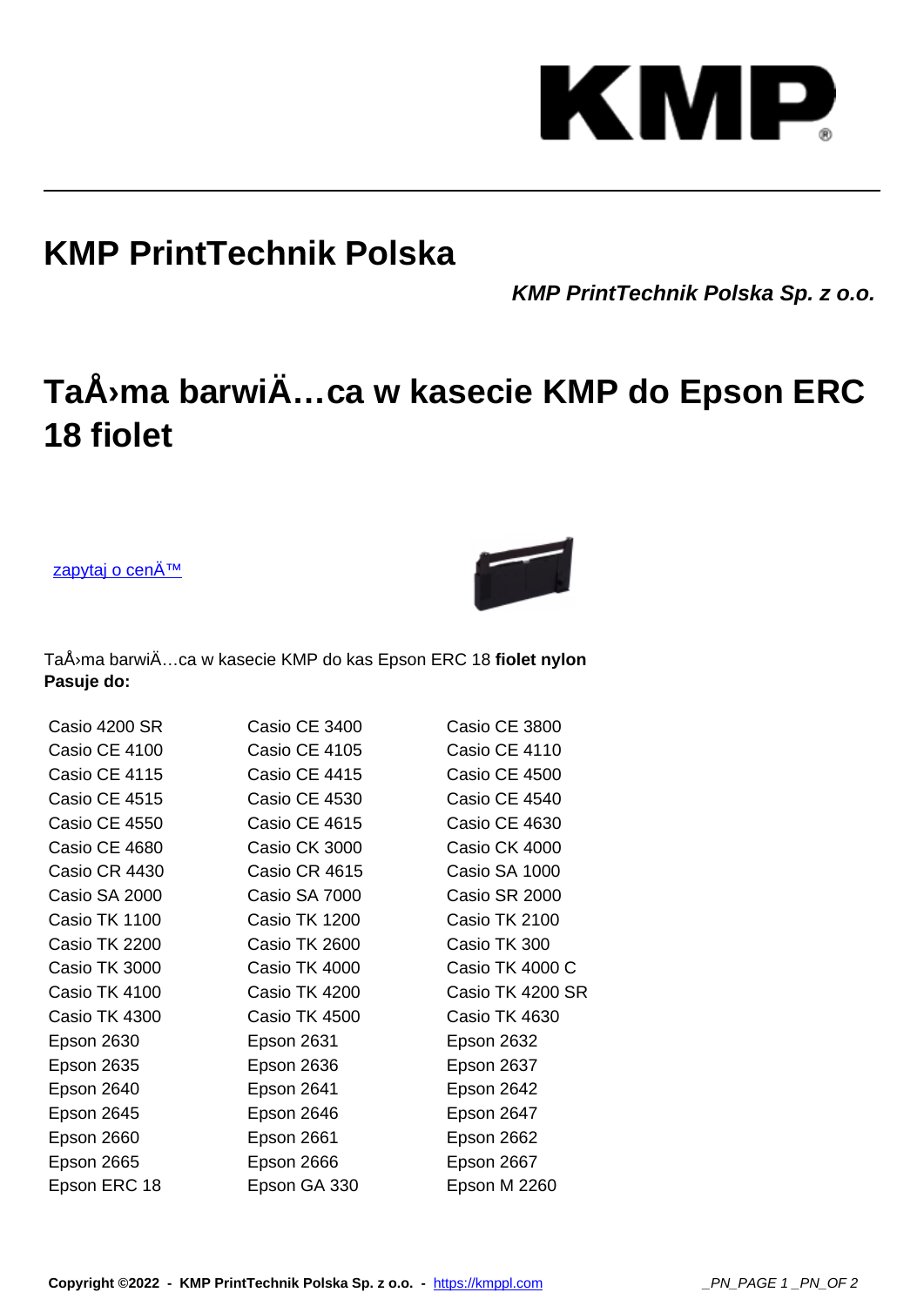# KMP PrintTechnik Polska

***KMP PrintTechnik Polska Sp. z o.o.***

# TaÅ›ma barwiÄ…ca w kasecie KMP do Epson ERC 18 fiolet

[zapytaj o cenÄ™]()

TaÅ›ma barwiÄ…ca w kasecie KMP do kas Epson ERC 18 **fiolet nylon**
**Pasuje do:**

| | | |
|---|---|---|
| Casio 4200 SR | Casio CE 3400 | Casio CE 3800 |
| Casio CE 4100 | Casio CE 4105 | Casio CE 4110 |
| Casio CE 4115 | Casio CE 4415 | Casio CE 4500 |
| Casio CE 4515 | Casio CE 4530 | Casio CE 4540 |
| Casio CE 4550 | Casio CE 4615 | Casio CE 4630 |
| Casio CE 4680 | Casio CK 3000 | Casio CK 4000 |
| Casio CR 4430 | Casio CR 4615 | Casio SA 1000 |
| Casio SA 2000 | Casio SA 7000 | Casio SR 2000 |
| Casio TK 1100 | Casio TK 1200 | Casio TK 2100 |
| Casio TK 2200 | Casio TK 2600 | Casio TK 300 |
| Casio TK 3000 | Casio TK 4000 | Casio TK 4000 C |
| Casio TK 4100 | Casio TK 4200 | Casio TK 4200 SR |
| Casio TK 4300 | Casio TK 4500 | Casio TK 4630 |
| Epson 2630 | Epson 2631 | Epson 2632 |
| Epson 2635 | Epson 2636 | Epson 2637 |
| Epson 2640 | Epson 2641 | Epson 2642 |
| Epson 2645 | Epson 2646 | Epson 2647 |
| Epson 2660 | Epson 2661 | Epson 2662 |
| Epson 2665 | Epson 2666 | Epson 2667 |
| Epson ERC 18 | Epson GA 330 | Epson M 2260 |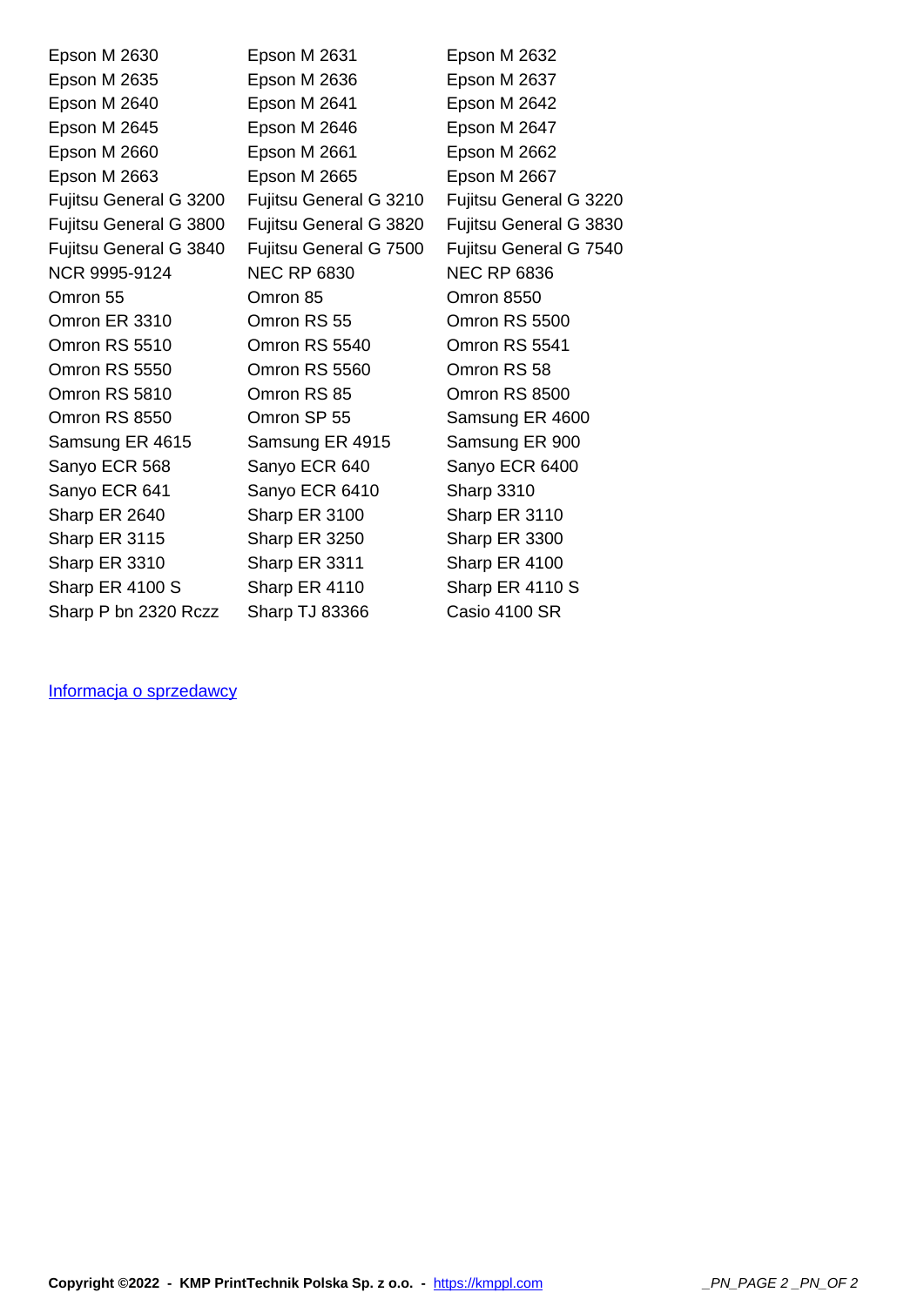| | | |
|---|---|---|
| Epson M 2630 | Epson M 2631 | Epson M 2632 |
| Epson M 2635 | Epson M 2636 | Epson M 2637 |
| Epson M 2640 | Epson M 2641 | Epson M 2642 |
| Epson M 2645 | Epson M 2646 | Epson M 2647 |
| Epson M 2660 | Epson M 2661 | Epson M 2662 |
| Epson M 2663 | Epson M 2665 | Epson M 2667 |
| Fujitsu General G 3200 | Fujitsu General G 3210 | Fujitsu General G 3220 |
| Fujitsu General G 3800 | Fujitsu General G 3820 | Fujitsu General G 3830 |
| Fujitsu General G 3840 | Fujitsu General G 7500 | Fujitsu General G 7540 |
| NCR 9995-9124 | NEC RP 6830 | NEC RP 6836 |
| Omron 55 | Omron 85 | Omron 8550 |
| Omron ER 3310 | Omron RS 55 | Omron RS 5500 |
| Omron RS 5510 | Omron RS 5540 | Omron RS 5541 |
| Omron RS 5550 | Omron RS 5560 | Omron RS 58 |
| Omron RS 5810 | Omron RS 85 | Omron RS 8500 |
| Omron RS 8550 | Omron SP 55 | Samsung ER 4600 |
| Samsung ER 4615 | Samsung ER 4915 | Samsung ER 900 |
| Sanyo ECR 568 | Sanyo ECR 640 | Sanyo ECR 6400 |
| Sanyo ECR 641 | Sanyo ECR 6410 | Sharp 3310 |
| Sharp ER 2640 | Sharp ER 3100 | Sharp ER 3110 |
| Sharp ER 3115 | Sharp ER 3250 | Sharp ER 3300 |
| Sharp ER 3310 | Sharp ER 3311 | Sharp ER 4100 |
| Sharp ER 4100 S | Sharp ER 4110 | Sharp ER 4110 S |
| Sharp P bn 2320 Rczz | Sharp TJ 83366 | Casio 4100 SR |

[Informacja o sprzedawcy]()

**Copyright ©2022 - KMP PrintTechnik Polska Sp. z o.o. -** https://kmppl.com